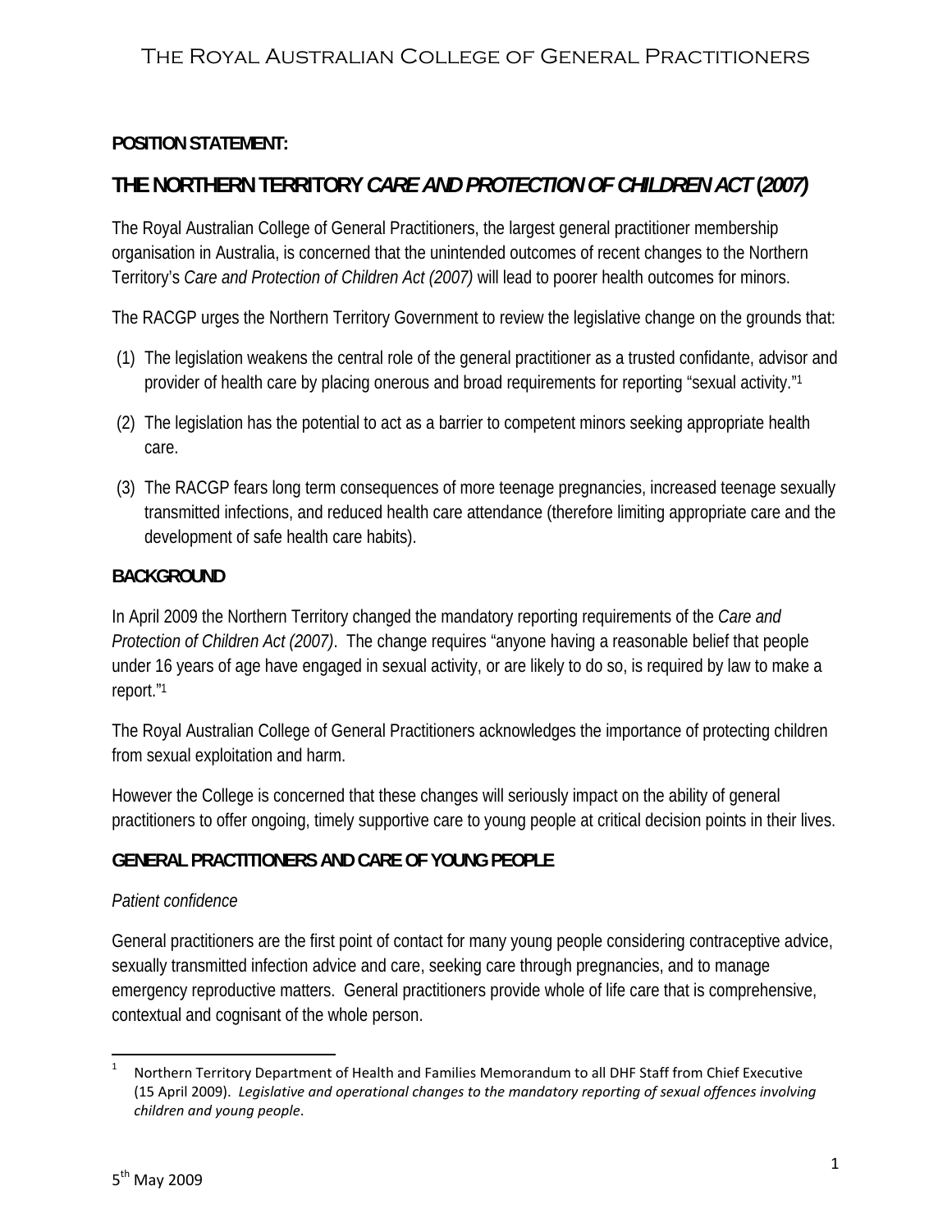**POSITION STATEMENT:**

# THE NORTHERN TERRITORY *CARE AND PROTECTION OF CHILDREN ACT* (2007)

The Royal Australian College of General Practitioners, the largest general practitioner membership organisation in Australia, is concerned that the unintended outcomes of recent changes to the Northern Territory's *Care and Protection of Children Act (2007)* will lead to poorer health outcomes for minors.

The RACGP urges the Northern Territory Government to review the legislative change on the grounds that:

(1) The legislation weakens the central role of the general practitioner as a trusted confidante, advisor and provider of health care by placing onerous and broad requirements for reporting "sexual activity."[1]

(2) The legislation has the potential to act as a barrier to competent minors seeking appropriate health care.

(3) The RACGP fears long term consequences of more teenage pregnancies, increased teenage sexually transmitted infections, and reduced health care attendance (therefore limiting appropriate care and the development of safe health care habits).

## BACKGROUND

In April 2009 the Northern Territory changed the mandatory reporting requirements of the *Care and Protection of Children Act (2007)*. The change requires "anyone having a reasonable belief that people under 16 years of age have engaged in sexual activity, or are likely to do so, is required by law to make a report."[1]

The Royal Australian College of General Practitioners acknowledges the importance of protecting children from sexual exploitation and harm.

However the College is concerned that these changes will seriously impact on the ability of general practitioners to offer ongoing, timely supportive care to young people at critical decision points in their lives.

## GENERAL PRACTITIONERS AND CARE OF YOUNG PEOPLE

*Patient confidence*

General practitioners are the first point of contact for many young people considering contraceptive advice, sexually transmitted infection advice and care, seeking care through pregnancies, and to manage emergency reproductive matters. General practitioners provide whole of life care that is comprehensive, contextual and cognisant of the whole person.

---

[1] Northern Territory Department of Health and Families Memorandum to all DHF Staff from Chief Executive (15 April 2009). *Legislative and operational changes to the mandatory reporting of sexual offences involving children and young people*.

5th May 2009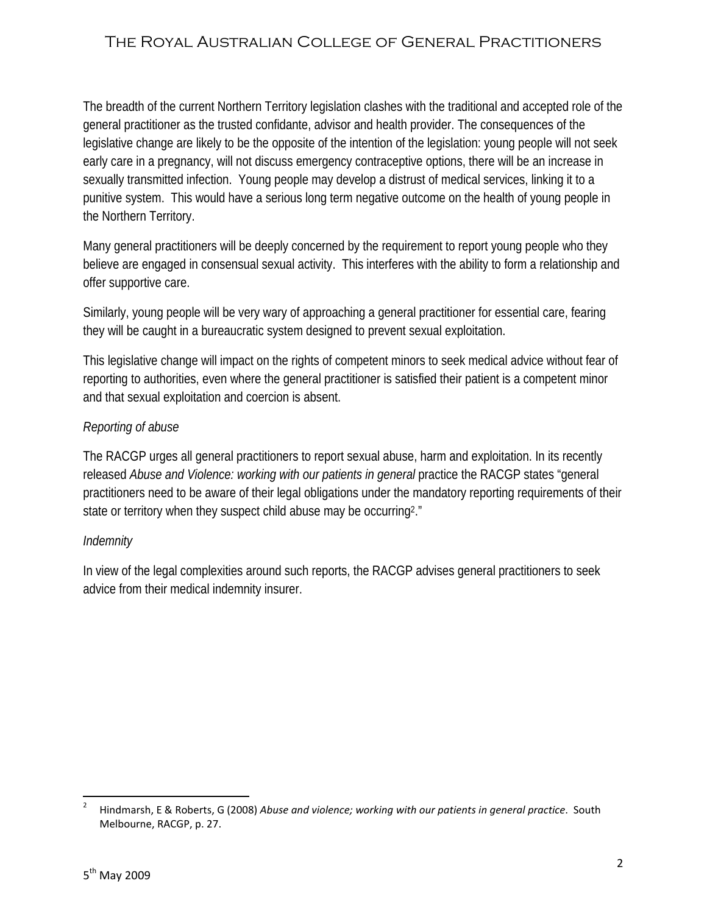The breadth of the current Northern Territory legislation clashes with the traditional and accepted role of the general practitioner as the trusted confidante, advisor and health provider. The consequences of the legislative change are likely to be the opposite of the intention of the legislation: young people will not seek early care in a pregnancy, will not discuss emergency contraceptive options, there will be an increase in sexually transmitted infection. Young people may develop a distrust of medical services, linking it to a punitive system. This would have a serious long term negative outcome on the health of young people in the Northern Territory.

Many general practitioners will be deeply concerned by the requirement to report young people who they believe are engaged in consensual sexual activity. This interferes with the ability to form a relationship and offer supportive care.

Similarly, young people will be very wary of approaching a general practitioner for essential care, fearing they will be caught in a bureaucratic system designed to prevent sexual exploitation.

This legislative change will impact on the rights of competent minors to seek medical advice without fear of reporting to authorities, even where the general practitioner is satisfied their patient is a competent minor and that sexual exploitation and coercion is absent.

*Reporting of abuse*

The RACGP urges all general practitioners to report sexual abuse, harm and exploitation. In its recently released *Abuse and Violence: working with our patients in general* practice the RACGP states "general practitioners need to be aware of their legal obligations under the mandatory reporting requirements of their state or territory when they suspect child abuse may be occurring[2]."

*Indemnity*

In view of the legal complexities around such reports, the RACGP advises general practitioners to seek advice from their medical indemnity insurer.

---

[2] Hindmarsh, E & Roberts, G (2008) *Abuse and violence; working with our patients in general practice*. South Melbourne, RACGP, p. 27.